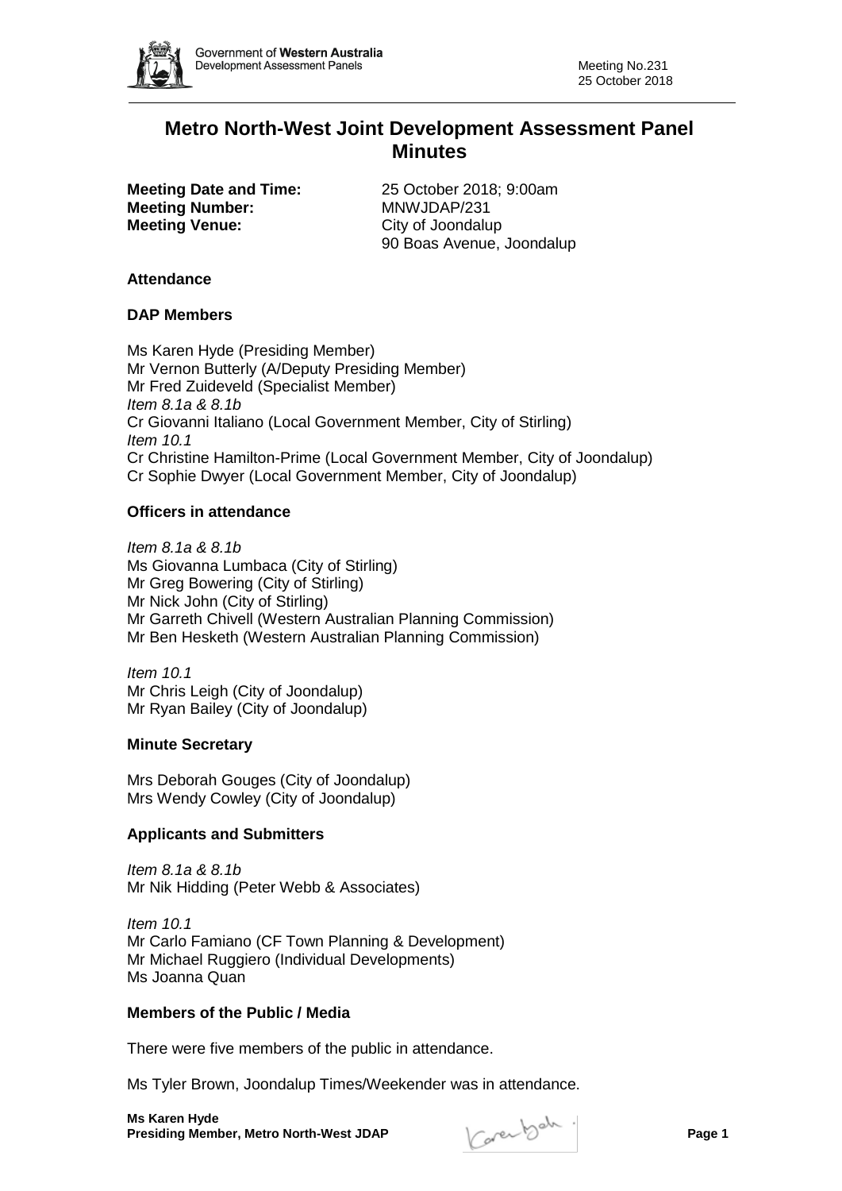# Metro North-West Joint Development Assessment Panel Minutes

**Meeting Date and Time:** 25 October 2018; 9:00am
**Meeting Number:** MNWJDAP/231
**Meeting Venue:** City of Joondalup
90 Boas Avenue, Joondalup

## Attendance

### DAP Members

Ms Karen Hyde (Presiding Member)
Mr Vernon Butterly (A/Deputy Presiding Member)
Mr Fred Zuideveld (Specialist Member)
*Item 8.1a & 8.1b*
Cr Giovanni Italiano (Local Government Member, City of Stirling)
*Item 10.1*
Cr Christine Hamilton-Prime (Local Government Member, City of Joondalup)
Cr Sophie Dwyer (Local Government Member, City of Joondalup)

### Officers in attendance

*Item 8.1a & 8.1b*
Ms Giovanna Lumbaca (City of Stirling)
Mr Greg Bowering (City of Stirling)
Mr Nick John (City of Stirling)
Mr Garreth Chivell (Western Australian Planning Commission)
Mr Ben Hesketh (Western Australian Planning Commission)

*Item 10.1*
Mr Chris Leigh (City of Joondalup)
Mr Ryan Bailey (City of Joondalup)

### Minute Secretary

Mrs Deborah Gouges (City of Joondalup)
Mrs Wendy Cowley (City of Joondalup)

### Applicants and Submitters

*Item 8.1a & 8.1b*
Mr Nik Hidding (Peter Webb & Associates)

*Item 10.1*
Mr Carlo Famiano (CF Town Planning & Development)
Mr Michael Ruggiero (Individual Developments)
Ms Joanna Quan

### Members of the Public / Media

There were five members of the public in attendance.

Ms Tyler Brown, Joondalup Times/Weekender was in attendance.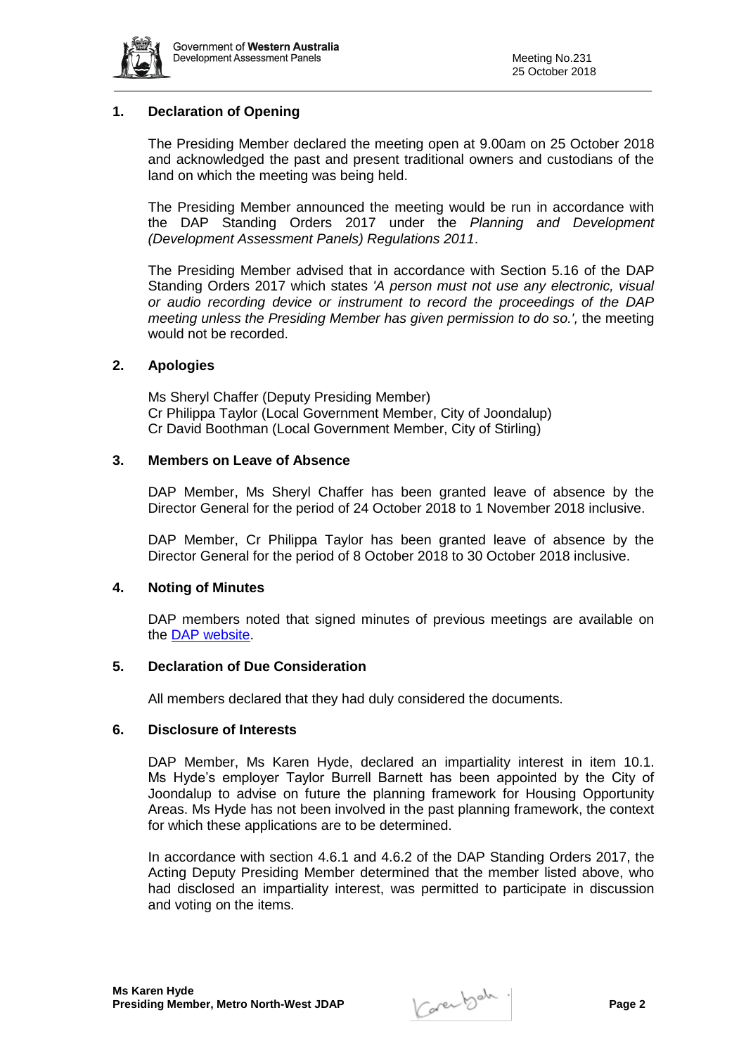## 1. Declaration of Opening

The Presiding Member declared the meeting open at 9.00am on 25 October 2018 and acknowledged the past and present traditional owners and custodians of the land on which the meeting was being held.

The Presiding Member announced the meeting would be run in accordance with the DAP Standing Orders 2017 under the *Planning and Development (Development Assessment Panels) Regulations 2011*.

The Presiding Member advised that in accordance with Section 5.16 of the DAP Standing Orders 2017 which states *'A person must not use any electronic, visual or audio recording device or instrument to record the proceedings of the DAP meeting unless the Presiding Member has given permission to do so.',* the meeting would not be recorded.

## 2. Apologies

Ms Sheryl Chaffer (Deputy Presiding Member)
Cr Philippa Taylor (Local Government Member, City of Joondalup)
Cr David Boothman (Local Government Member, City of Stirling)

## 3. Members on Leave of Absence

DAP Member, Ms Sheryl Chaffer has been granted leave of absence by the Director General for the period of 24 October 2018 to 1 November 2018 inclusive.

DAP Member, Cr Philippa Taylor has been granted leave of absence by the Director General for the period of 8 October 2018 to 30 October 2018 inclusive.

## 4. Noting of Minutes

DAP members noted that signed minutes of previous meetings are available on the DAP website.

## 5. Declaration of Due Consideration

All members declared that they had duly considered the documents.

## 6. Disclosure of Interests

DAP Member, Ms Karen Hyde, declared an impartiality interest in item 10.1. Ms Hyde's employer Taylor Burrell Barnett has been appointed by the City of Joondalup to advise on future the planning framework for Housing Opportunity Areas. Ms Hyde has not been involved in the past planning framework, the context for which these applications are to be determined.

In accordance with section 4.6.1 and 4.6.2 of the DAP Standing Orders 2017, the Acting Deputy Presiding Member determined that the member listed above, who had disclosed an impartiality interest, was permitted to participate in discussion and voting on the items.

**Ms Karen Hyde**
**Presiding Member, Metro North-West JDAP**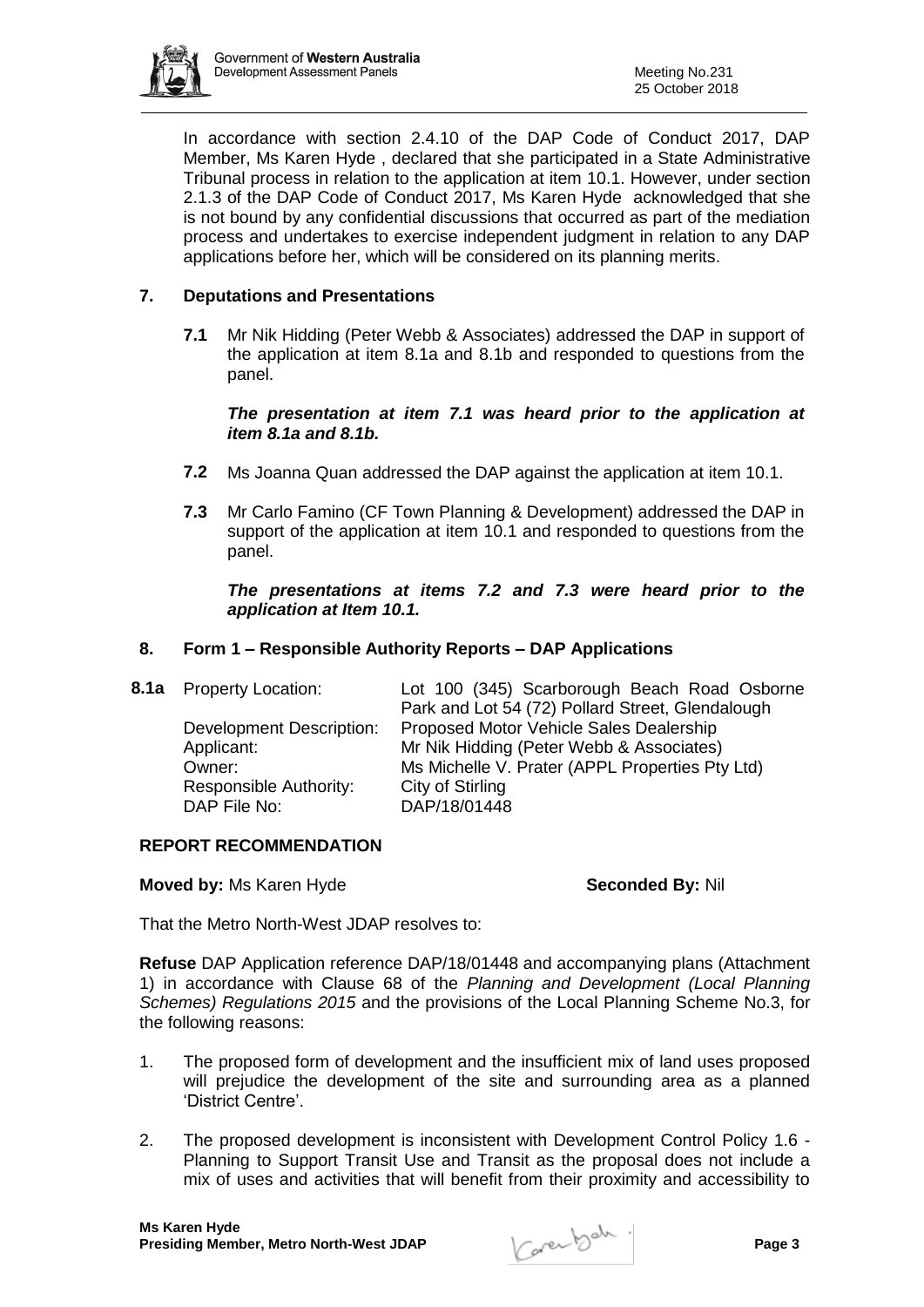In accordance with section 2.4.10 of the DAP Code of Conduct 2017, DAP Member, Ms Karen Hyde , declared that she participated in a State Administrative Tribunal process in relation to the application at item 10.1. However, under section 2.1.3 of the DAP Code of Conduct 2017, Ms Karen Hyde acknowledged that she is not bound by any confidential discussions that occurred as part of the mediation process and undertakes to exercise independent judgment in relation to any DAP applications before her, which will be considered on its planning merits.

## 7. Deputations and Presentations

**7.1** Mr Nik Hidding (Peter Webb & Associates) addressed the DAP in support of the application at item 8.1a and 8.1b and responded to questions from the panel.

***The presentation at item 7.1 was heard prior to the application at item 8.1a and 8.1b.***

**7.2** Ms Joanna Quan addressed the DAP against the application at item 10.1.

**7.3** Mr Carlo Famino (CF Town Planning & Development) addressed the DAP in support of the application at item 10.1 and responded to questions from the panel.

***The presentations at items 7.2 and 7.3 were heard prior to the application at Item 10.1.***

## 8. Form 1 – Responsible Authority Reports – DAP Applications

**8.1a**

| | |
|---|---|
| Property Location: | Lot 100 (345) Scarborough Beach Road Osborne Park and Lot 54 (72) Pollard Street, Glendalough |
| Development Description: | Proposed Motor Vehicle Sales Dealership |
| Applicant: | Mr Nik Hidding (Peter Webb & Associates) |
| Owner: | Ms Michelle V. Prater (APPL Properties Pty Ltd) |
| Responsible Authority: | City of Stirling |
| DAP File No: | DAP/18/01448 |

### REPORT RECOMMENDATION

**Moved by:** Ms Karen Hyde **Seconded By:** Nil

That the Metro North-West JDAP resolves to:

**Refuse** DAP Application reference DAP/18/01448 and accompanying plans (Attachment 1) in accordance with Clause 68 of the *Planning and Development (Local Planning Schemes) Regulations 2015* and the provisions of the Local Planning Scheme No.3, for the following reasons:

1. The proposed form of development and the insufficient mix of land uses proposed will prejudice the development of the site and surrounding area as a planned 'District Centre'.
2. The proposed development is inconsistent with Development Control Policy 1.6 - Planning to Support Transit Use and Transit as the proposal does not include a mix of uses and activities that will benefit from their proximity and accessibility to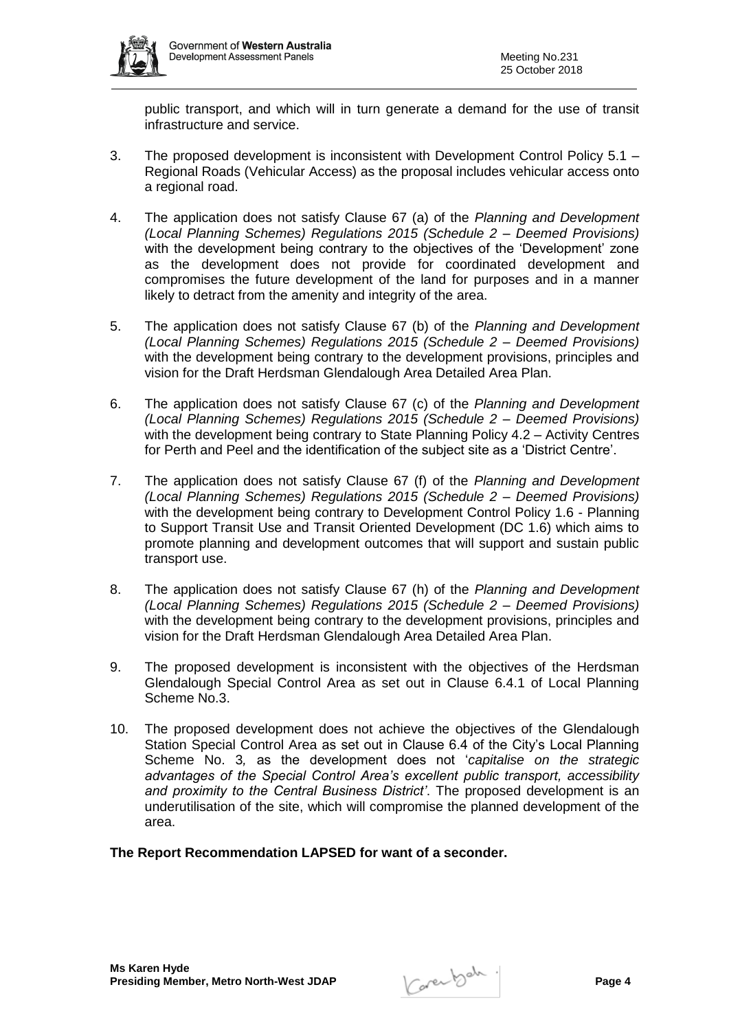public transport, and which will in turn generate a demand for the use of transit infrastructure and service.

3. The proposed development is inconsistent with Development Control Policy 5.1 – Regional Roads (Vehicular Access) as the proposal includes vehicular access onto a regional road.

4. The application does not satisfy Clause 67 (a) of the *Planning and Development (Local Planning Schemes) Regulations 2015 (Schedule 2 – Deemed Provisions)* with the development being contrary to the objectives of the 'Development' zone as the development does not provide for coordinated development and compromises the future development of the land for purposes and in a manner likely to detract from the amenity and integrity of the area.

5. The application does not satisfy Clause 67 (b) of the *Planning and Development (Local Planning Schemes) Regulations 2015 (Schedule 2 – Deemed Provisions)* with the development being contrary to the development provisions, principles and vision for the Draft Herdsman Glendalough Area Detailed Area Plan.

6. The application does not satisfy Clause 67 (c) of the *Planning and Development (Local Planning Schemes) Regulations 2015 (Schedule 2 – Deemed Provisions)* with the development being contrary to State Planning Policy 4.2 – Activity Centres for Perth and Peel and the identification of the subject site as a 'District Centre'.

7. The application does not satisfy Clause 67 (f) of the *Planning and Development (Local Planning Schemes) Regulations 2015 (Schedule 2 – Deemed Provisions)* with the development being contrary to Development Control Policy 1.6 - Planning to Support Transit Use and Transit Oriented Development (DC 1.6) which aims to promote planning and development outcomes that will support and sustain public transport use.

8. The application does not satisfy Clause 67 (h) of the *Planning and Development (Local Planning Schemes) Regulations 2015 (Schedule 2 – Deemed Provisions)* with the development being contrary to the development provisions, principles and vision for the Draft Herdsman Glendalough Area Detailed Area Plan.

9. The proposed development is inconsistent with the objectives of the Herdsman Glendalough Special Control Area as set out in Clause 6.4.1 of Local Planning Scheme No.3.

10. The proposed development does not achieve the objectives of the Glendalough Station Special Control Area as set out in Clause 6.4 of the City's Local Planning Scheme No. 3, as the development does not '*capitalise on the strategic advantages of the Special Control Area's excellent public transport, accessibility and proximity to the Central Business District'*. The proposed development is an underutilisation of the site, which will compromise the planned development of the area.

**The Report Recommendation LAPSED for want of a seconder.**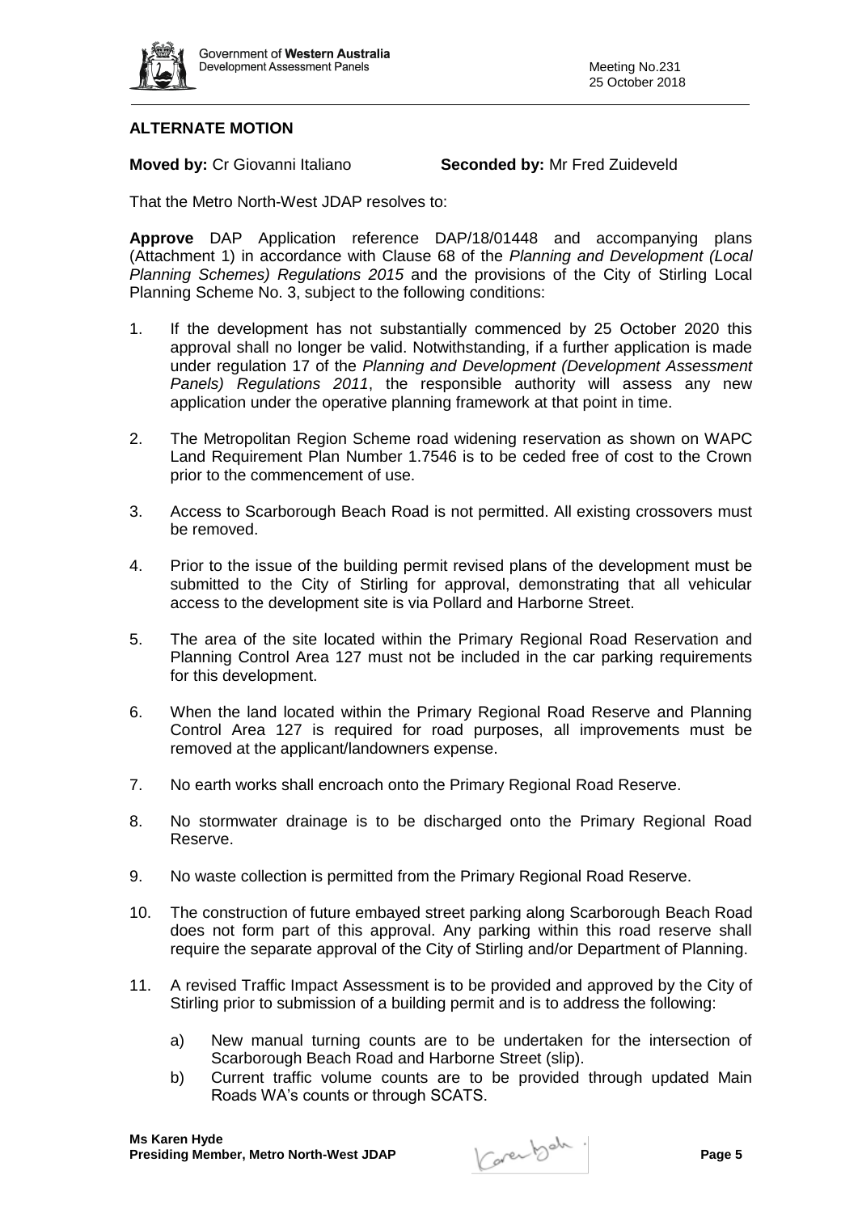## ALTERNATE MOTION

**Moved by:** Cr Giovanni Italiano **Seconded by:** Mr Fred Zuideveld

That the Metro North-West JDAP resolves to:

**Approve** DAP Application reference DAP/18/01448 and accompanying plans (Attachment 1) in accordance with Clause 68 of the *Planning and Development (Local Planning Schemes) Regulations 2015* and the provisions of the City of Stirling Local Planning Scheme No. 3, subject to the following conditions:

1. If the development has not substantially commenced by 25 October 2020 this approval shall no longer be valid. Notwithstanding, if a further application is made under regulation 17 of the *Planning and Development (Development Assessment Panels) Regulations 2011*, the responsible authority will assess any new application under the operative planning framework at that point in time.
2. The Metropolitan Region Scheme road widening reservation as shown on WAPC Land Requirement Plan Number 1.7546 is to be ceded free of cost to the Crown prior to the commencement of use.
3. Access to Scarborough Beach Road is not permitted. All existing crossovers must be removed.
4. Prior to the issue of the building permit revised plans of the development must be submitted to the City of Stirling for approval, demonstrating that all vehicular access to the development site is via Pollard and Harborne Street.
5. The area of the site located within the Primary Regional Road Reservation and Planning Control Area 127 must not be included in the car parking requirements for this development.
6. When the land located within the Primary Regional Road Reserve and Planning Control Area 127 is required for road purposes, all improvements must be removed at the applicant/landowners expense.
7. No earth works shall encroach onto the Primary Regional Road Reserve.
8. No stormwater drainage is to be discharged onto the Primary Regional Road Reserve.
9. No waste collection is permitted from the Primary Regional Road Reserve.
10. The construction of future embayed street parking along Scarborough Beach Road does not form part of this approval. Any parking within this road reserve shall require the separate approval of the City of Stirling and/or Department of Planning.
11. A revised Traffic Impact Assessment is to be provided and approved by the City of Stirling prior to submission of a building permit and is to address the following:
    a) New manual turning counts are to be undertaken for the intersection of Scarborough Beach Road and Harborne Street (slip).
    b) Current traffic volume counts are to be provided through updated Main Roads WA's counts or through SCATS.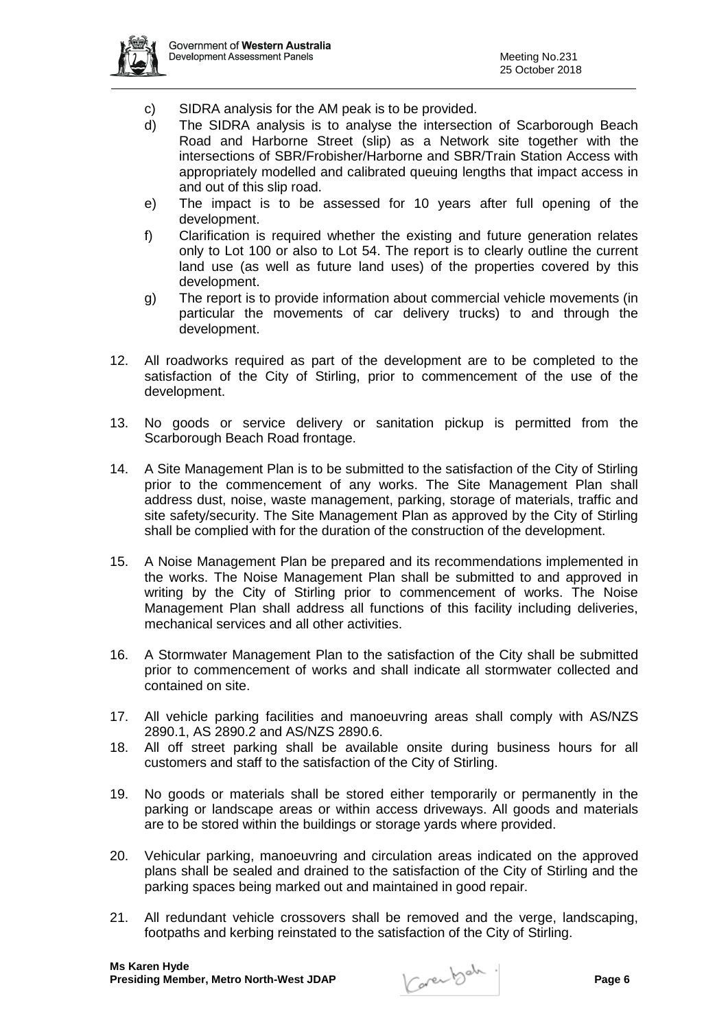c) SIDRA analysis for the AM peak is to be provided.

d) The SIDRA analysis is to analyse the intersection of Scarborough Beach Road and Harborne Street (slip) as a Network site together with the intersections of SBR/Frobisher/Harborne and SBR/Train Station Access with appropriately modelled and calibrated queuing lengths that impact access in and out of this slip road.

e) The impact is to be assessed for 10 years after full opening of the development.

f) Clarification is required whether the existing and future generation relates only to Lot 100 or also to Lot 54. The report is to clearly outline the current land use (as well as future land uses) of the properties covered by this development.

g) The report is to provide information about commercial vehicle movements (in particular the movements of car delivery trucks) to and through the development.

12. All roadworks required as part of the development are to be completed to the satisfaction of the City of Stirling, prior to commencement of the use of the development.

13. No goods or service delivery or sanitation pickup is permitted from the Scarborough Beach Road frontage.

14. A Site Management Plan is to be submitted to the satisfaction of the City of Stirling prior to the commencement of any works. The Site Management Plan shall address dust, noise, waste management, parking, storage of materials, traffic and site safety/security. The Site Management Plan as approved by the City of Stirling shall be complied with for the duration of the construction of the development.

15. A Noise Management Plan be prepared and its recommendations implemented in the works. The Noise Management Plan shall be submitted to and approved in writing by the City of Stirling prior to commencement of works. The Noise Management Plan shall address all functions of this facility including deliveries, mechanical services and all other activities.

16. A Stormwater Management Plan to the satisfaction of the City shall be submitted prior to commencement of works and shall indicate all stormwater collected and contained on site.

17. All vehicle parking facilities and manoeuvring areas shall comply with AS/NZS 2890.1, AS 2890.2 and AS/NZS 2890.6.

18. All off street parking shall be available onsite during business hours for all customers and staff to the satisfaction of the City of Stirling.

19. No goods or materials shall be stored either temporarily or permanently in the parking or landscape areas or within access driveways. All goods and materials are to be stored within the buildings or storage yards where provided.

20. Vehicular parking, manoeuvring and circulation areas indicated on the approved plans shall be sealed and drained to the satisfaction of the City of Stirling and the parking spaces being marked out and maintained in good repair.

21. All redundant vehicle crossovers shall be removed and the verge, landscaping, footpaths and kerbing reinstated to the satisfaction of the City of Stirling.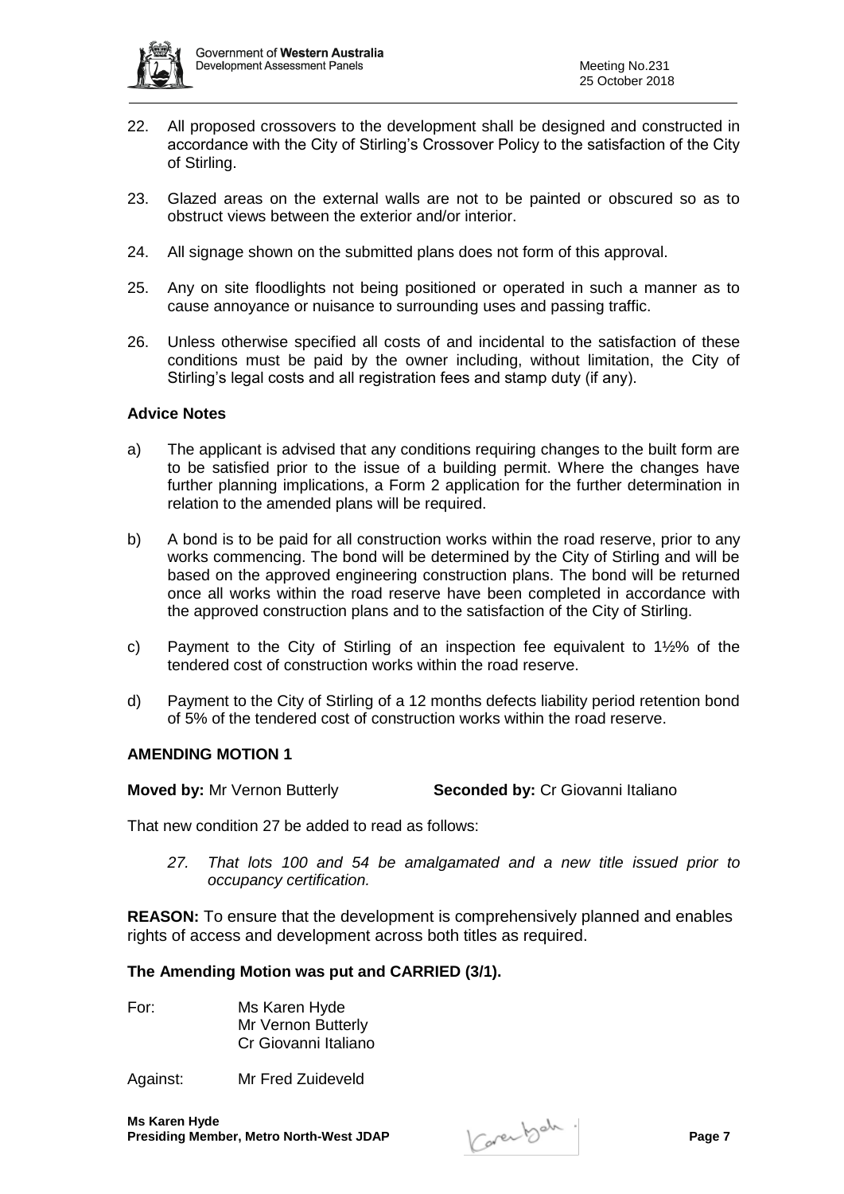22. All proposed crossovers to the development shall be designed and constructed in accordance with the City of Stirling's Crossover Policy to the satisfaction of the City of Stirling.

23. Glazed areas on the external walls are not to be painted or obscured so as to obstruct views between the exterior and/or interior.

24. All signage shown on the submitted plans does not form of this approval.

25. Any on site floodlights not being positioned or operated in such a manner as to cause annoyance or nuisance to surrounding uses and passing traffic.

26. Unless otherwise specified all costs of and incidental to the satisfaction of these conditions must be paid by the owner including, without limitation, the City of Stirling's legal costs and all registration fees and stamp duty (if any).

**Advice Notes**

a) The applicant is advised that any conditions requiring changes to the built form are to be satisfied prior to the issue of a building permit. Where the changes have further planning implications, a Form 2 application for the further determination in relation to the amended plans will be required.

b) A bond is to be paid for all construction works within the road reserve, prior to any works commencing. The bond will be determined by the City of Stirling and will be based on the approved engineering construction plans. The bond will be returned once all works within the road reserve have been completed in accordance with the approved construction plans and to the satisfaction of the City of Stirling.

c) Payment to the City of Stirling of an inspection fee equivalent to 1½% of the tendered cost of construction works within the road reserve.

d) Payment to the City of Stirling of a 12 months defects liability period retention bond of 5% of the tendered cost of construction works within the road reserve.

**AMENDING MOTION 1**

**Moved by:** Mr Vernon Butterly **Seconded by:** Cr Giovanni Italiano

That new condition 27 be added to read as follows:

*27. That lots 100 and 54 be amalgamated and a new title issued prior to occupancy certification.*

**REASON:** To ensure that the development is comprehensively planned and enables rights of access and development across both titles as required.

**The Amending Motion was put and CARRIED (3/1).**

For: Ms Karen Hyde
Mr Vernon Butterly
Cr Giovanni Italiano

Against: Mr Fred Zuideveld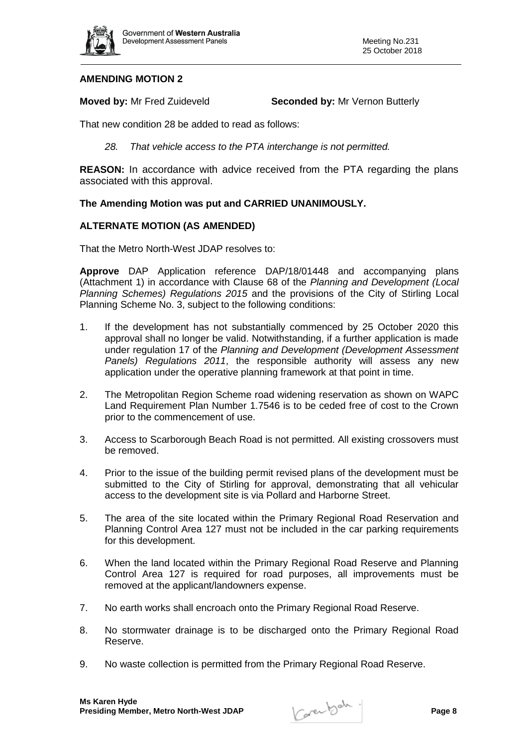**AMENDING MOTION 2**

**Moved by:** Mr Fred Zuideveld **Seconded by:** Mr Vernon Butterly

That new condition 28 be added to read as follows:

*28. That vehicle access to the PTA interchange is not permitted.*

**REASON:** In accordance with advice received from the PTA regarding the plans associated with this approval.

**The Amending Motion was put and CARRIED UNANIMOUSLY.**

**ALTERNATE MOTION (AS AMENDED)**

That the Metro North-West JDAP resolves to:

**Approve** DAP Application reference DAP/18/01448 and accompanying plans (Attachment 1) in accordance with Clause 68 of the *Planning and Development (Local Planning Schemes) Regulations 2015* and the provisions of the City of Stirling Local Planning Scheme No. 3, subject to the following conditions:

1. If the development has not substantially commenced by 25 October 2020 this approval shall no longer be valid. Notwithstanding, if a further application is made under regulation 17 of the *Planning and Development (Development Assessment Panels) Regulations 2011*, the responsible authority will assess any new application under the operative planning framework at that point in time.
2. The Metropolitan Region Scheme road widening reservation as shown on WAPC Land Requirement Plan Number 1.7546 is to be ceded free of cost to the Crown prior to the commencement of use.
3. Access to Scarborough Beach Road is not permitted. All existing crossovers must be removed.
4. Prior to the issue of the building permit revised plans of the development must be submitted to the City of Stirling for approval, demonstrating that all vehicular access to the development site is via Pollard and Harborne Street.
5. The area of the site located within the Primary Regional Road Reservation and Planning Control Area 127 must not be included in the car parking requirements for this development.
6. When the land located within the Primary Regional Road Reserve and Planning Control Area 127 is required for road purposes, all improvements must be removed at the applicant/landowners expense.
7. No earth works shall encroach onto the Primary Regional Road Reserve.
8. No stormwater drainage is to be discharged onto the Primary Regional Road Reserve.
9. No waste collection is permitted from the Primary Regional Road Reserve.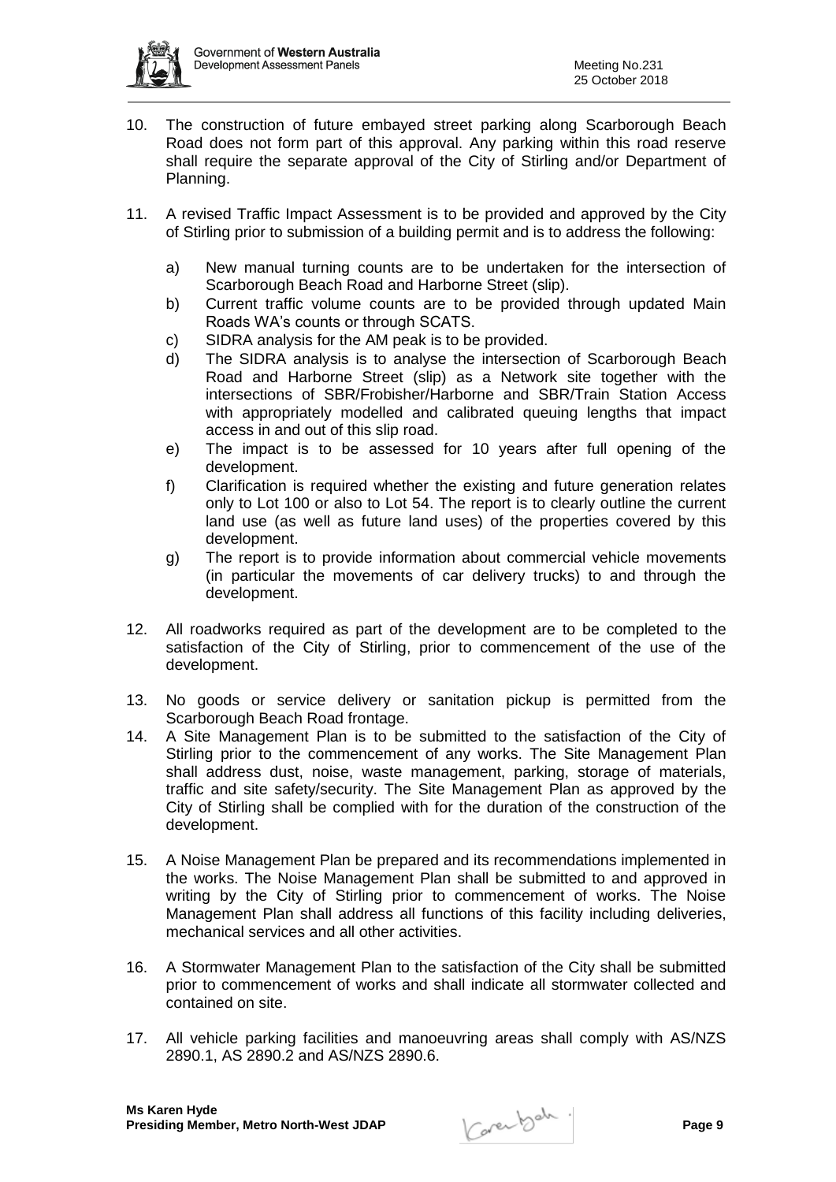10. The construction of future embayed street parking along Scarborough Beach Road does not form part of this approval. Any parking within this road reserve shall require the separate approval of the City of Stirling and/or Department of Planning.

11. A revised Traffic Impact Assessment is to be provided and approved by the City of Stirling prior to submission of a building permit and is to address the following:

    a) New manual turning counts are to be undertaken for the intersection of Scarborough Beach Road and Harborne Street (slip).
    b) Current traffic volume counts are to be provided through updated Main Roads WA's counts or through SCATS.
    c) SIDRA analysis for the AM peak is to be provided.
    d) The SIDRA analysis is to analyse the intersection of Scarborough Beach Road and Harborne Street (slip) as a Network site together with the intersections of SBR/Frobisher/Harborne and SBR/Train Station Access with appropriately modelled and calibrated queuing lengths that impact access in and out of this slip road.
    e) The impact is to be assessed for 10 years after full opening of the development.
    f) Clarification is required whether the existing and future generation relates only to Lot 100 or also to Lot 54. The report is to clearly outline the current land use (as well as future land uses) of the properties covered by this development.
    g) The report is to provide information about commercial vehicle movements (in particular the movements of car delivery trucks) to and through the development.

12. All roadworks required as part of the development are to be completed to the satisfaction of the City of Stirling, prior to commencement of the use of the development.

13. No goods or service delivery or sanitation pickup is permitted from the Scarborough Beach Road frontage.

14. A Site Management Plan is to be submitted to the satisfaction of the City of Stirling prior to the commencement of any works. The Site Management Plan shall address dust, noise, waste management, parking, storage of materials, traffic and site safety/security. The Site Management Plan as approved by the City of Stirling shall be complied with for the duration of the construction of the development.

15. A Noise Management Plan be prepared and its recommendations implemented in the works. The Noise Management Plan shall be submitted to and approved in writing by the City of Stirling prior to commencement of works. The Noise Management Plan shall address all functions of this facility including deliveries, mechanical services and all other activities.

16. A Stormwater Management Plan to the satisfaction of the City shall be submitted prior to commencement of works and shall indicate all stormwater collected and contained on site.

17. All vehicle parking facilities and manoeuvring areas shall comply with AS/NZS 2890.1, AS 2890.2 and AS/NZS 2890.6.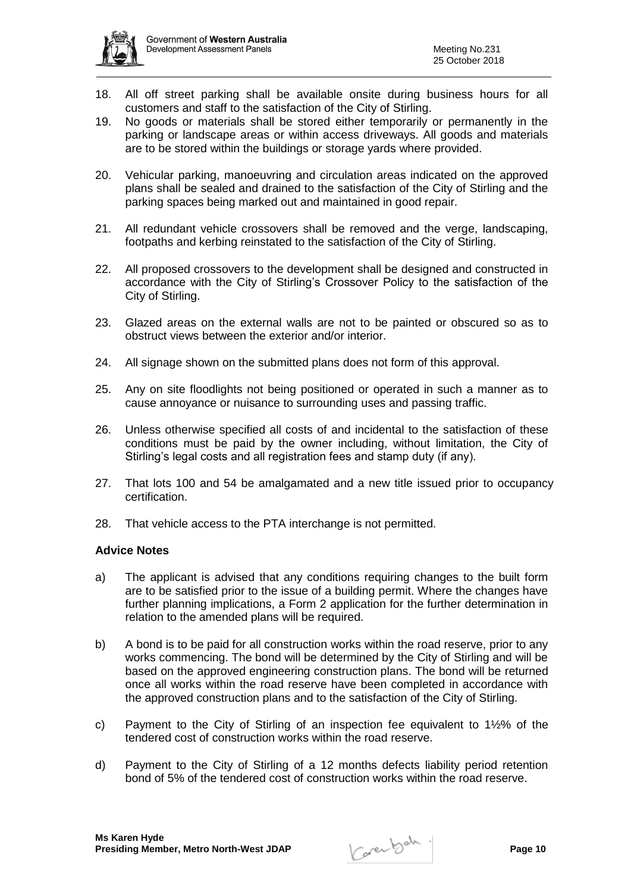18. All off street parking shall be available onsite during business hours for all customers and staff to the satisfaction of the City of Stirling.
19. No goods or materials shall be stored either temporarily or permanently in the parking or landscape areas or within access driveways. All goods and materials are to be stored within the buildings or storage yards where provided.
20. Vehicular parking, manoeuvring and circulation areas indicated on the approved plans shall be sealed and drained to the satisfaction of the City of Stirling and the parking spaces being marked out and maintained in good repair.
21. All redundant vehicle crossovers shall be removed and the verge, landscaping, footpaths and kerbing reinstated to the satisfaction of the City of Stirling.
22. All proposed crossovers to the development shall be designed and constructed in accordance with the City of Stirling's Crossover Policy to the satisfaction of the City of Stirling.
23. Glazed areas on the external walls are not to be painted or obscured so as to obstruct views between the exterior and/or interior.
24. All signage shown on the submitted plans does not form of this approval.
25. Any on site floodlights not being positioned or operated in such a manner as to cause annoyance or nuisance to surrounding uses and passing traffic.
26. Unless otherwise specified all costs of and incidental to the satisfaction of these conditions must be paid by the owner including, without limitation, the City of Stirling's legal costs and all registration fees and stamp duty (if any).
27. That lots 100 and 54 be amalgamated and a new title issued prior to occupancy certification.
28. That vehicle access to the PTA interchange is not permitted.

**Advice Notes**

a) The applicant is advised that any conditions requiring changes to the built form are to be satisfied prior to the issue of a building permit. Where the changes have further planning implications, a Form 2 application for the further determination in relation to the amended plans will be required.

b) A bond is to be paid for all construction works within the road reserve, prior to any works commencing. The bond will be determined by the City of Stirling and will be based on the approved engineering construction plans. The bond will be returned once all works within the road reserve have been completed in accordance with the approved construction plans and to the satisfaction of the City of Stirling.

c) Payment to the City of Stirling of an inspection fee equivalent to 1½% of the tendered cost of construction works within the road reserve.

d) Payment to the City of Stirling of a 12 months defects liability period retention bond of 5% of the tendered cost of construction works within the road reserve.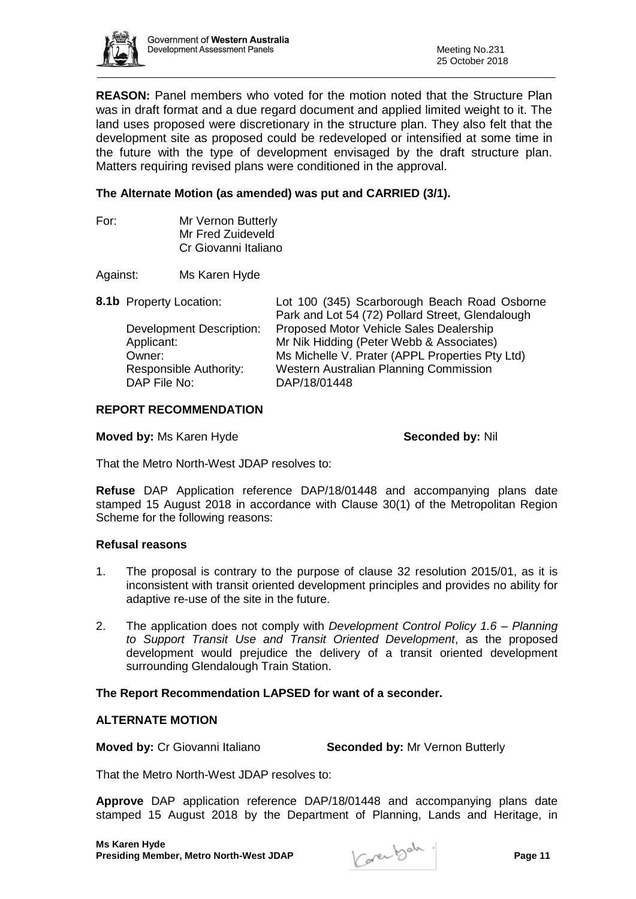**REASON:** Panel members who voted for the motion noted that the Structure Plan was in draft format and a due regard document and applied limited weight to it. The land uses proposed were discretionary in the structure plan. They also felt that the development site as proposed could be redeveloped or intensified at some time in the future with the type of development envisaged by the draft structure plan. Matters requiring revised plans were conditioned in the approval.

**The Alternate Motion (as amended) was put and CARRIED (3/1).**

For: Mr Vernon Butterly
Mr Fred Zuideveld
Cr Giovanni Italiano

Against: Ms Karen Hyde

**8.1b** Property Location: Lot 100 (345) Scarborough Beach Road Osborne Park and Lot 54 (72) Pollard Street, Glendalough
Development Description: Proposed Motor Vehicle Sales Dealership
Applicant: Mr Nik Hidding (Peter Webb & Associates)
Owner: Ms Michelle V. Prater (APPL Properties Pty Ltd)
Responsible Authority: Western Australian Planning Commission
DAP File No: DAP/18/01448

**REPORT RECOMMENDATION**

**Moved by:** Ms Karen Hyde **Seconded by:** Nil

That the Metro North-West JDAP resolves to:

**Refuse** DAP Application reference DAP/18/01448 and accompanying plans date stamped 15 August 2018 in accordance with Clause 30(1) of the Metropolitan Region Scheme for the following reasons:

**Refusal reasons**

1. The proposal is contrary to the purpose of clause 32 resolution 2015/01, as it is inconsistent with transit oriented development principles and provides no ability for adaptive re-use of the site in the future.

2. The application does not comply with *Development Control Policy 1.6 – Planning to Support Transit Use and Transit Oriented Development*, as the proposed development would prejudice the delivery of a transit oriented development surrounding Glendalough Train Station.

**The Report Recommendation LAPSED for want of a seconder.**

**ALTERNATE MOTION**

**Moved by:** Cr Giovanni Italiano **Seconded by:** Mr Vernon Butterly

That the Metro North-West JDAP resolves to:

**Approve** DAP application reference DAP/18/01448 and accompanying plans date stamped 15 August 2018 by the Department of Planning, Lands and Heritage, in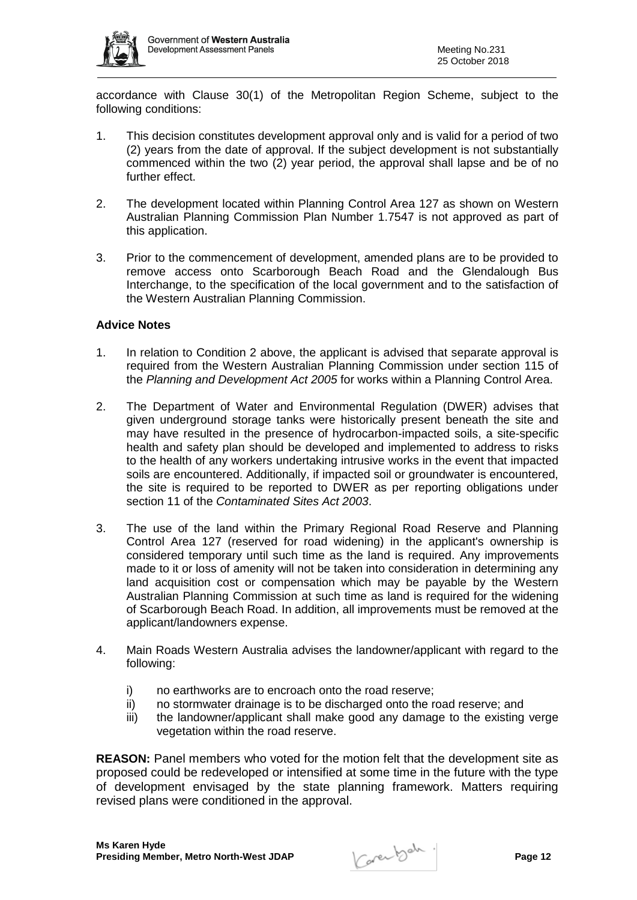accordance with Clause 30(1) of the Metropolitan Region Scheme, subject to the following conditions:

1. This decision constitutes development approval only and is valid for a period of two (2) years from the date of approval. If the subject development is not substantially commenced within the two (2) year period, the approval shall lapse and be of no further effect.

2. The development located within Planning Control Area 127 as shown on Western Australian Planning Commission Plan Number 1.7547 is not approved as part of this application.

3. Prior to the commencement of development, amended plans are to be provided to remove access onto Scarborough Beach Road and the Glendalough Bus Interchange, to the specification of the local government and to the satisfaction of the Western Australian Planning Commission.

**Advice Notes**

1. In relation to Condition 2 above, the applicant is advised that separate approval is required from the Western Australian Planning Commission under section 115 of the *Planning and Development Act 2005* for works within a Planning Control Area.

2. The Department of Water and Environmental Regulation (DWER) advises that given underground storage tanks were historically present beneath the site and may have resulted in the presence of hydrocarbon-impacted soils, a site-specific health and safety plan should be developed and implemented to address to risks to the health of any workers undertaking intrusive works in the event that impacted soils are encountered. Additionally, if impacted soil or groundwater is encountered, the site is required to be reported to DWER as per reporting obligations under section 11 of the *Contaminated Sites Act 2003*.

3. The use of the land within the Primary Regional Road Reserve and Planning Control Area 127 (reserved for road widening) in the applicant's ownership is considered temporary until such time as the land is required. Any improvements made to it or loss of amenity will not be taken into consideration in determining any land acquisition cost or compensation which may be payable by the Western Australian Planning Commission at such time as land is required for the widening of Scarborough Beach Road. In addition, all improvements must be removed at the applicant/landowners expense.

4. Main Roads Western Australia advises the landowner/applicant with regard to the following:

   i) no earthworks are to encroach onto the road reserve;
   ii) no stormwater drainage is to be discharged onto the road reserve; and
   iii) the landowner/applicant shall make good any damage to the existing verge vegetation within the road reserve.

**REASON:** Panel members who voted for the motion felt that the development site as proposed could be redeveloped or intensified at some time in the future with the type of development envisaged by the state planning framework. Matters requiring revised plans were conditioned in the approval.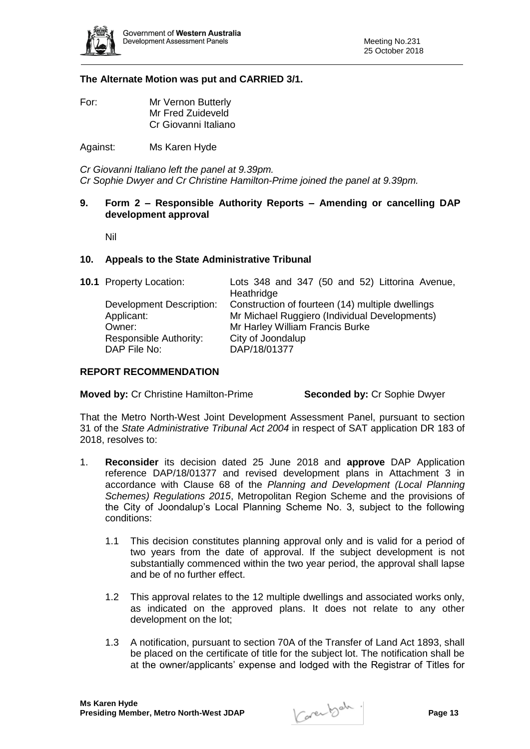**The Alternate Motion was put and CARRIED 3/1.**

For: Mr Vernon Butterly
Mr Fred Zuideveld
Cr Giovanni Italiano

Against: Ms Karen Hyde

*Cr Giovanni Italiano left the panel at 9.39pm.*
*Cr Sophie Dwyer and Cr Christine Hamilton-Prime joined the panel at 9.39pm.*

## 9. Form 2 – Responsible Authority Reports – Amending or cancelling DAP development approval

Nil

## 10. Appeals to the State Administrative Tribunal

| | | |
|---|---|---|
| **10.1** | Property Location: | Lots 348 and 347 (50 and 52) Littorina Avenue, Heathridge |
| | Development Description: | Construction of fourteen (14) multiple dwellings |
| | Applicant: | Mr Michael Ruggiero (Individual Developments) |
| | Owner: | Mr Harley William Francis Burke |
| | Responsible Authority: | City of Joondalup |
| | DAP File No: | DAP/18/01377 |

### REPORT RECOMMENDATION

**Moved by:** Cr Christine Hamilton-Prime **Seconded by:** Cr Sophie Dwyer

That the Metro North-West Joint Development Assessment Panel, pursuant to section 31 of the *State Administrative Tribunal Act 2004* in respect of SAT application DR 183 of 2018, resolves to:

1. **Reconsider** its decision dated 25 June 2018 and **approve** DAP Application reference DAP/18/01377 and revised development plans in Attachment 3 in accordance with Clause 68 of the *Planning and Development (Local Planning Schemes) Regulations 2015*, Metropolitan Region Scheme and the provisions of the City of Joondalup's Local Planning Scheme No. 3, subject to the following conditions:

   1.1 This decision constitutes planning approval only and is valid for a period of two years from the date of approval. If the subject development is not substantially commenced within the two year period, the approval shall lapse and be of no further effect.

   1.2 This approval relates to the 12 multiple dwellings and associated works only, as indicated on the approved plans. It does not relate to any other development on the lot;

   1.3 A notification, pursuant to section 70A of the Transfer of Land Act 1893, shall be placed on the certificate of title for the subject lot. The notification shall be at the owner/applicants' expense and lodged with the Registrar of Titles for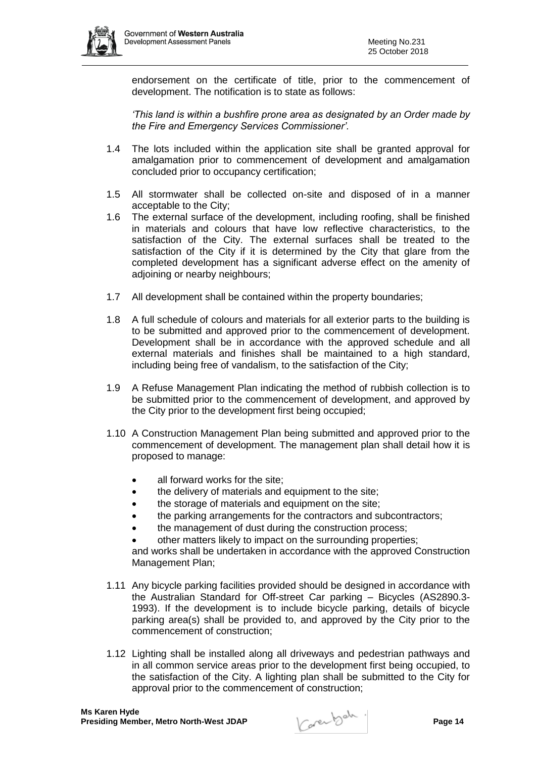endorsement on the certificate of title, prior to the commencement of development. The notification is to state as follows:

*'This land is within a bushfire prone area as designated by an Order made by the Fire and Emergency Services Commissioner'.*

1.4 The lots included within the application site shall be granted approval for amalgamation prior to commencement of development and amalgamation concluded prior to occupancy certification;

1.5 All stormwater shall be collected on-site and disposed of in a manner acceptable to the City;

1.6 The external surface of the development, including roofing, shall be finished in materials and colours that have low reflective characteristics, to the satisfaction of the City. The external surfaces shall be treated to the satisfaction of the City if it is determined by the City that glare from the completed development has a significant adverse effect on the amenity of adjoining or nearby neighbours;

1.7 All development shall be contained within the property boundaries;

1.8 A full schedule of colours and materials for all exterior parts to the building is to be submitted and approved prior to the commencement of development. Development shall be in accordance with the approved schedule and all external materials and finishes shall be maintained to a high standard, including being free of vandalism, to the satisfaction of the City;

1.9 A Refuse Management Plan indicating the method of rubbish collection is to be submitted prior to the commencement of development, and approved by the City prior to the development first being occupied;

1.10 A Construction Management Plan being submitted and approved prior to the commencement of development. The management plan shall detail how it is proposed to manage:

- all forward works for the site;
- the delivery of materials and equipment to the site;
- the storage of materials and equipment on the site;
- the parking arrangements for the contractors and subcontractors;
- the management of dust during the construction process;
- other matters likely to impact on the surrounding properties;

and works shall be undertaken in accordance with the approved Construction Management Plan;

1.11 Any bicycle parking facilities provided should be designed in accordance with the Australian Standard for Off-street Car parking – Bicycles (AS2890.3-1993). If the development is to include bicycle parking, details of bicycle parking area(s) shall be provided to, and approved by the City prior to the commencement of construction;

1.12 Lighting shall be installed along all driveways and pedestrian pathways and in all common service areas prior to the development first being occupied, to the satisfaction of the City. A lighting plan shall be submitted to the City for approval prior to the commencement of construction;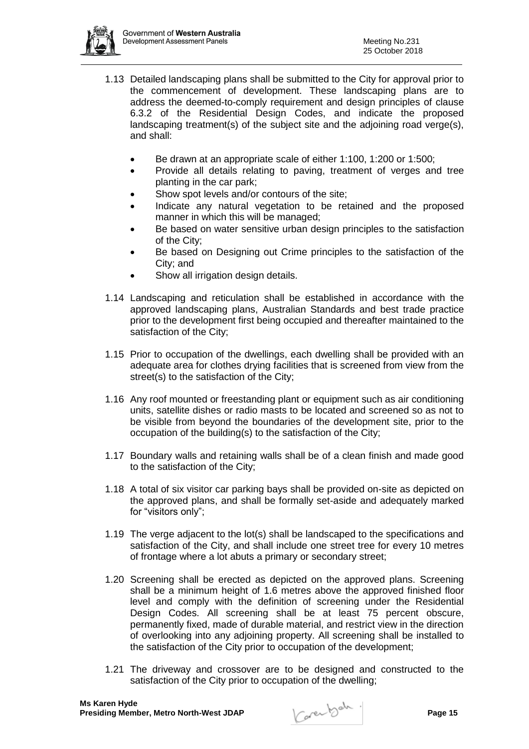1.13 Detailed landscaping plans shall be submitted to the City for approval prior to the commencement of development. These landscaping plans are to address the deemed-to-comply requirement and design principles of clause 6.3.2 of the Residential Design Codes, and indicate the proposed landscaping treatment(s) of the subject site and the adjoining road verge(s), and shall:

- Be drawn at an appropriate scale of either 1:100, 1:200 or 1:500;
- Provide all details relating to paving, treatment of verges and tree planting in the car park;
- Show spot levels and/or contours of the site;
- Indicate any natural vegetation to be retained and the proposed manner in which this will be managed;
- Be based on water sensitive urban design principles to the satisfaction of the City;
- Be based on Designing out Crime principles to the satisfaction of the City; and
- Show all irrigation design details.

1.14 Landscaping and reticulation shall be established in accordance with the approved landscaping plans, Australian Standards and best trade practice prior to the development first being occupied and thereafter maintained to the satisfaction of the City;

1.15 Prior to occupation of the dwellings, each dwelling shall be provided with an adequate area for clothes drying facilities that is screened from view from the street(s) to the satisfaction of the City;

1.16 Any roof mounted or freestanding plant or equipment such as air conditioning units, satellite dishes or radio masts to be located and screened so as not to be visible from beyond the boundaries of the development site, prior to the occupation of the building(s) to the satisfaction of the City;

1.17 Boundary walls and retaining walls shall be of a clean finish and made good to the satisfaction of the City;

1.18 A total of six visitor car parking bays shall be provided on-site as depicted on the approved plans, and shall be formally set-aside and adequately marked for "visitors only";

1.19 The verge adjacent to the lot(s) shall be landscaped to the specifications and satisfaction of the City, and shall include one street tree for every 10 metres of frontage where a lot abuts a primary or secondary street;

1.20 Screening shall be erected as depicted on the approved plans. Screening shall be a minimum height of 1.6 metres above the approved finished floor level and comply with the definition of screening under the Residential Design Codes. All screening shall be at least 75 percent obscure, permanently fixed, made of durable material, and restrict view in the direction of overlooking into any adjoining property. All screening shall be installed to the satisfaction of the City prior to occupation of the development;

1.21 The driveway and crossover are to be designed and constructed to the satisfaction of the City prior to occupation of the dwelling;

**Ms Karen Hyde**
**Presiding Member, Metro North-West JDAP**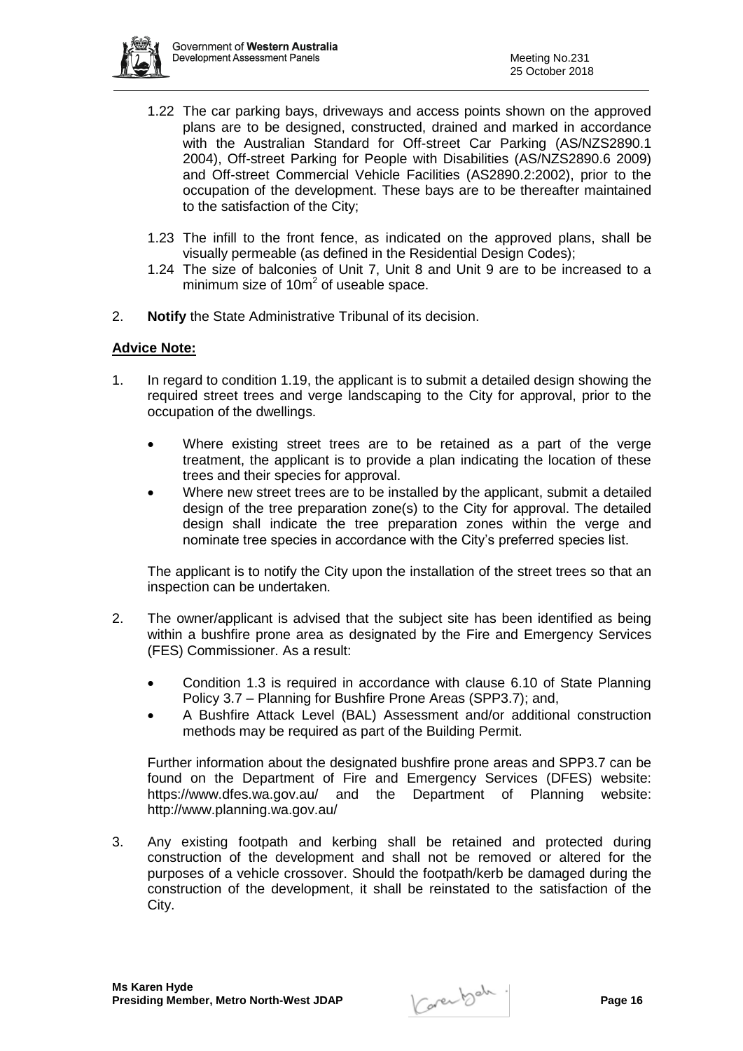1.22 The car parking bays, driveways and access points shown on the approved plans are to be designed, constructed, drained and marked in accordance with the Australian Standard for Off-street Car Parking (AS/NZS2890.1 2004), Off-street Parking for People with Disabilities (AS/NZS2890.6 2009) and Off-street Commercial Vehicle Facilities (AS2890.2:2002), prior to the occupation of the development. These bays are to be thereafter maintained to the satisfaction of the City;

1.23 The infill to the front fence, as indicated on the approved plans, shall be visually permeable (as defined in the Residential Design Codes);

1.24 The size of balconies of Unit 7, Unit 8 and Unit 9 are to be increased to a minimum size of $10m^2$ of useable space.

2. **Notify** the State Administrative Tribunal of its decision.

**Advice Note:**

1. In regard to condition 1.19, the applicant is to submit a detailed design showing the required street trees and verge landscaping to the City for approval, prior to the occupation of the dwellings.

   - Where existing street trees are to be retained as a part of the verge treatment, the applicant is to provide a plan indicating the location of these trees and their species for approval.
   - Where new street trees are to be installed by the applicant, submit a detailed design of the tree preparation zone(s) to the City for approval. The detailed design shall indicate the tree preparation zones within the verge and nominate tree species in accordance with the City's preferred species list.

   The applicant is to notify the City upon the installation of the street trees so that an inspection can be undertaken.

2. The owner/applicant is advised that the subject site has been identified as being within a bushfire prone area as designated by the Fire and Emergency Services (FES) Commissioner. As a result:

   - Condition 1.3 is required in accordance with clause 6.10 of State Planning Policy 3.7 – Planning for Bushfire Prone Areas (SPP3.7); and,
   - A Bushfire Attack Level (BAL) Assessment and/or additional construction methods may be required as part of the Building Permit.

   Further information about the designated bushfire prone areas and SPP3.7 can be found on the Department of Fire and Emergency Services (DFES) website: https://www.dfes.wa.gov.au/ and the Department of Planning website: http://www.planning.wa.gov.au/

3. Any existing footpath and kerbing shall be retained and protected during construction of the development and shall not be removed or altered for the purposes of a vehicle crossover. Should the footpath/kerb be damaged during the construction of the development, it shall be reinstated to the satisfaction of the City.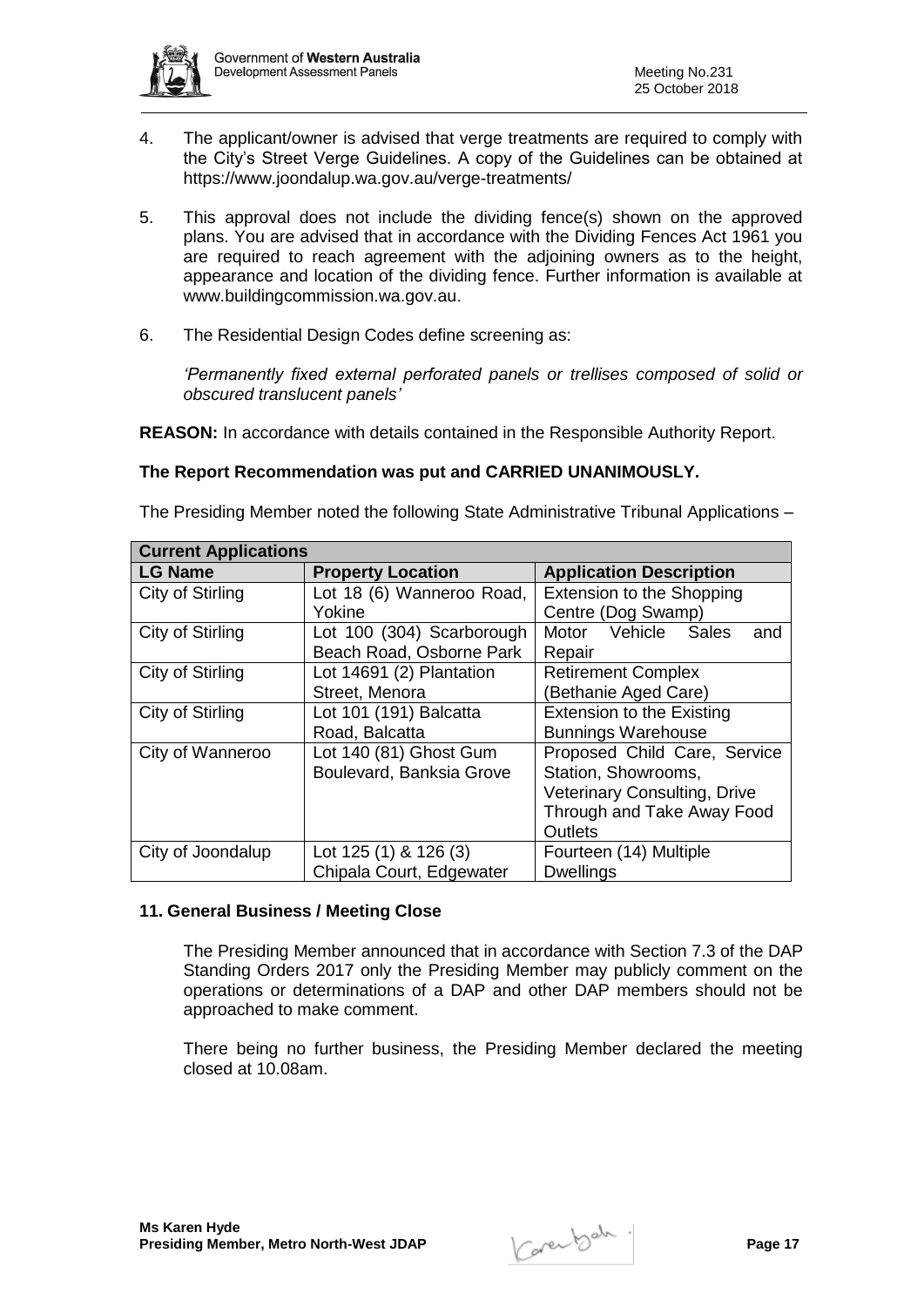4. The applicant/owner is advised that verge treatments are required to comply with the City's Street Verge Guidelines. A copy of the Guidelines can be obtained at https://www.joondalup.wa.gov.au/verge-treatments/

5. This approval does not include the dividing fence(s) shown on the approved plans. You are advised that in accordance with the Dividing Fences Act 1961 you are required to reach agreement with the adjoining owners as to the height, appearance and location of the dividing fence. Further information is available at www.buildingcommission.wa.gov.au.

6. The Residential Design Codes define screening as:

   *'Permanently fixed external perforated panels or trellises composed of solid or obscured translucent panels'*

**REASON:** In accordance with details contained in the Responsible Authority Report.

**The Report Recommendation was put and CARRIED UNANIMOUSLY.**

The Presiding Member noted the following State Administrative Tribunal Applications –

| **Current Applications** | | |
|---|---|---|
| **LG Name** | **Property Location** | **Application Description** |
| City of Stirling | Lot 18 (6) Wanneroo Road, Yokine | Extension to the Shopping Centre (Dog Swamp) |
| City of Stirling | Lot 100 (304) Scarborough Beach Road, Osborne Park | Motor Vehicle Sales and Repair |
| City of Stirling | Lot 14691 (2) Plantation Street, Menora | Retirement Complex (Bethanie Aged Care) |
| City of Stirling | Lot 101 (191) Balcatta Road, Balcatta | Extension to the Existing Bunnings Warehouse |
| City of Wanneroo | Lot 140 (81) Ghost Gum Boulevard, Banksia Grove | Proposed Child Care, Service Station, Showrooms, Veterinary Consulting, Drive Through and Take Away Food Outlets |
| City of Joondalup | Lot 125 (1) & 126 (3) Chipala Court, Edgewater | Fourteen (14) Multiple Dwellings |

**11. General Business / Meeting Close**

The Presiding Member announced that in accordance with Section 7.3 of the DAP Standing Orders 2017 only the Presiding Member may publicly comment on the operations or determinations of a DAP and other DAP members should not be approached to make comment.

There being no further business, the Presiding Member declared the meeting closed at 10.08am.